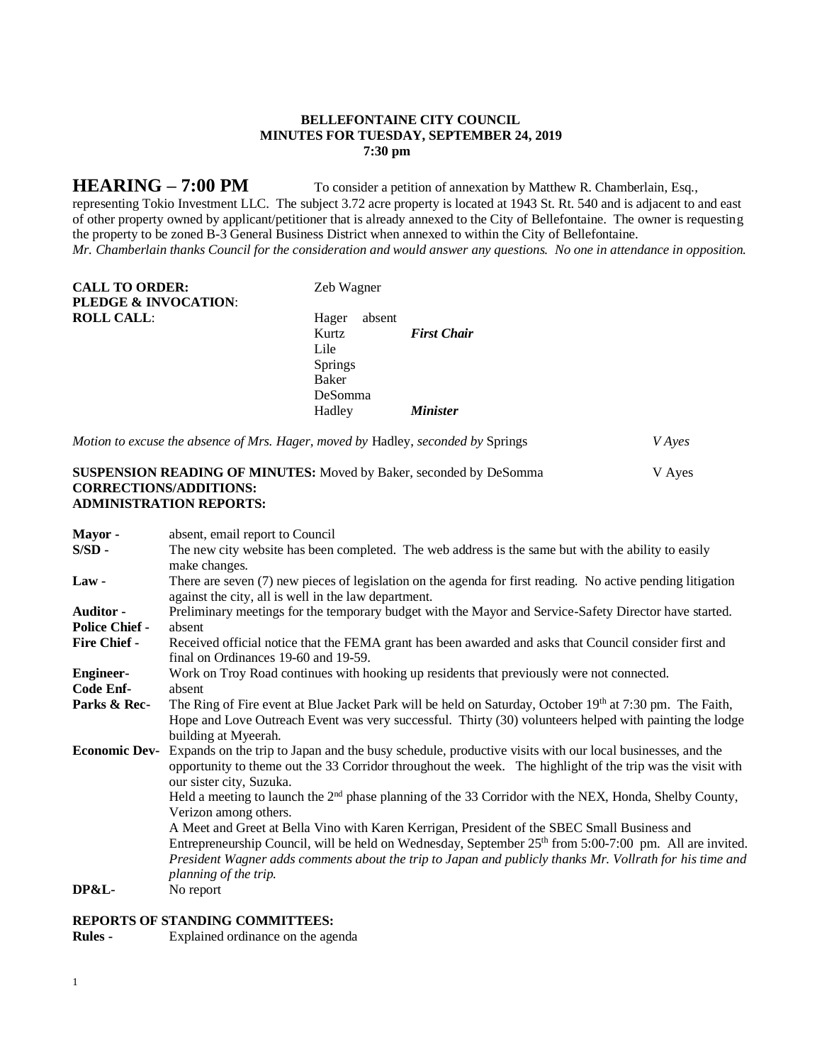**BELLEFONTAINE CITY COUNCIL**
**MINUTES FOR TUESDAY, SEPTEMBER 24, 2019**
**7:30 pm**

## HEARING – 7:00 PM

To consider a petition of annexation by Matthew R. Chamberlain, Esq., representing Tokio Investment LLC. The subject 3.72 acre property is located at 1943 St. Rt. 540 and is adjacent to and east of other property owned by applicant/petitioner that is already annexed to the City of Bellefontaine. The owner is requesting the property to be zoned B-3 General Business District when annexed to within the City of Bellefontaine.
*Mr. Chamberlain thanks Council for the consideration and would answer any questions. No one in attendance in opposition.*

**CALL TO ORDER:** Zeb Wagner
**PLEDGE & INVOCATION**:
**ROLL CALL**:

Hager absent
Kurtz ***First Chair***
Lile
Springs
Baker
DeSomma
Hadley ***Minister***

*Motion to excuse the absence of Mrs. Hager, moved by* Hadley, *seconded by* Springs *V Ayes*

**SUSPENSION READING OF MINUTES:** Moved by Baker, seconded by DeSomma V Ayes
**CORRECTIONS/ADDITIONS:**
**ADMINISTRATION REPORTS:**

**Mayor -** absent, email report to Council

**S/SD -** The new city website has been completed. The web address is the same but with the ability to easily make changes.

**Law -** There are seven (7) new pieces of legislation on the agenda for first reading. No active pending litigation against the city, all is well in the law department.

**Auditor -** Preliminary meetings for the temporary budget with the Mayor and Service-Safety Director have started.

**Police Chief -** absent

**Fire Chief -** Received official notice that the FEMA grant has been awarded and asks that Council consider first and final on Ordinances 19-60 and 19-59.

**Engineer-** Work on Troy Road continues with hooking up residents that previously were not connected.

**Code Enf-** absent

**Parks & Rec-** The Ring of Fire event at Blue Jacket Park will be held on Saturday, October 19th at 7:30 pm. The Faith, Hope and Love Outreach Event was very successful. Thirty (30) volunteers helped with painting the lodge building at Myeerah.

**Economic Dev-** Expands on the trip to Japan and the busy schedule, productive visits with our local businesses, and the opportunity to theme out the 33 Corridor throughout the week. The highlight of the trip was the visit with our sister city, Suzuka.
Held a meeting to launch the 2nd phase planning of the 33 Corridor with the NEX, Honda, Shelby County, Verizon among others.
A Meet and Greet at Bella Vino with Karen Kerrigan, President of the SBEC Small Business and Entrepreneurship Council, will be held on Wednesday, September 25th from 5:00-7:00 pm. All are invited.
*President Wagner adds comments about the trip to Japan and publicly thanks Mr. Vollrath for his time and planning of the trip.*

**DP&L-** No report

**REPORTS OF STANDING COMMITTEES:**

**Rules -** Explained ordinance on the agenda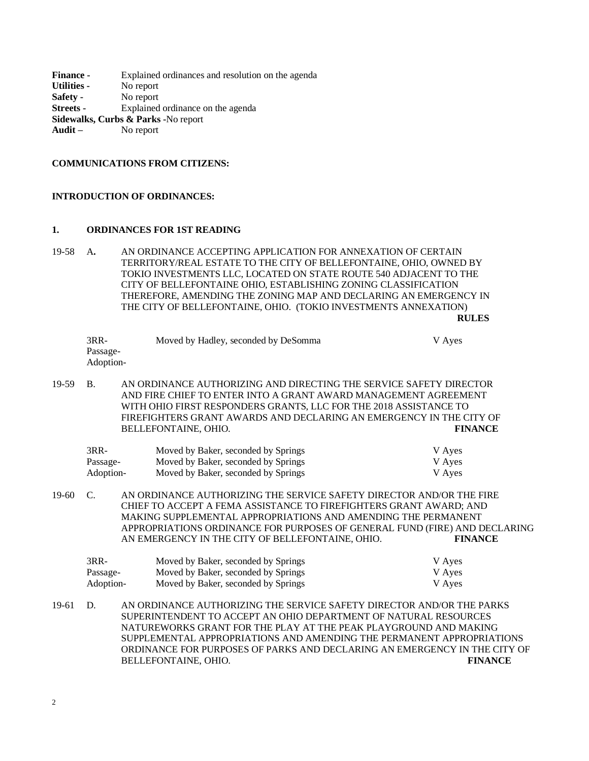**Finance -** Explained ordinances and resolution on the agenda
**Utilities -** No report
**Safety -** No report
**Streets -** Explained ordinance on the agenda
**Sidewalks, Curbs & Parks -**No report
**Audit –** No report

**COMMUNICATIONS FROM CITIZENS:**

**INTRODUCTION OF ORDINANCES:**

**1. ORDINANCES FOR 1ST READING**

19-58 A. AN ORDINANCE ACCEPTING APPLICATION FOR ANNEXATION OF CERTAIN TERRITORY/REAL ESTATE TO THE CITY OF BELLEFONTAINE, OHIO, OWNED BY TOKIO INVESTMENTS LLC, LOCATED ON STATE ROUTE 540 ADJACENT TO THE CITY OF BELLEFONTAINE OHIO, ESTABLISHING ZONING CLASSIFICATION THEREFORE, AMENDING THE ZONING MAP AND DECLARING AN EMERGENCY IN THE CITY OF BELLEFONTAINE, OHIO. (TOKIO INVESTMENTS ANNEXATION) **RULES**

| | | |
|---|---|---|
| 3RR- | Moved by Hadley, seconded by DeSomma | V Ayes |
| Passage- | | |
| Adoption- | | |

19-59 B. AN ORDINANCE AUTHORIZING AND DIRECTING THE SERVICE SAFETY DIRECTOR AND FIRE CHIEF TO ENTER INTO A GRANT AWARD MANAGEMENT AGREEMENT WITH OHIO FIRST RESPONDERS GRANTS, LLC FOR THE 2018 ASSISTANCE TO FIREFIGHTERS GRANT AWARDS AND DECLARING AN EMERGENCY IN THE CITY OF BELLEFONTAINE, OHIO. **FINANCE**

| | | |
|---|---|---|
| 3RR- | Moved by Baker, seconded by Springs | V Ayes |
| Passage- | Moved by Baker, seconded by Springs | V Ayes |
| Adoption- | Moved by Baker, seconded by Springs | V Ayes |

19-60 C. AN ORDINANCE AUTHORIZING THE SERVICE SAFETY DIRECTOR AND/OR THE FIRE CHIEF TO ACCEPT A FEMA ASSISTANCE TO FIREFIGHTERS GRANT AWARD; AND MAKING SUPPLEMENTAL APPROPRIATIONS AND AMENDING THE PERMANENT APPROPRIATIONS ORDINANCE FOR PURPOSES OF GENERAL FUND (FIRE) AND DECLARING AN EMERGENCY IN THE CITY OF BELLEFONTAINE, OHIO. **FINANCE**

| | | |
|---|---|---|
| 3RR- | Moved by Baker, seconded by Springs | V Ayes |
| Passage- | Moved by Baker, seconded by Springs | V Ayes |
| Adoption- | Moved by Baker, seconded by Springs | V Ayes |

19-61 D. AN ORDINANCE AUTHORIZING THE SERVICE SAFETY DIRECTOR AND/OR THE PARKS SUPERINTENDENT TO ACCEPT AN OHIO DEPARTMENT OF NATURAL RESOURCES NATUREWORKS GRANT FOR THE PLAY AT THE PEAK PLAYGROUND AND MAKING SUPPLEMENTAL APPROPRIATIONS AND AMENDING THE PERMANENT APPROPRIATIONS ORDINANCE FOR PURPOSES OF PARKS AND DECLARING AN EMERGENCY IN THE CITY OF BELLEFONTAINE, OHIO. **FINANCE**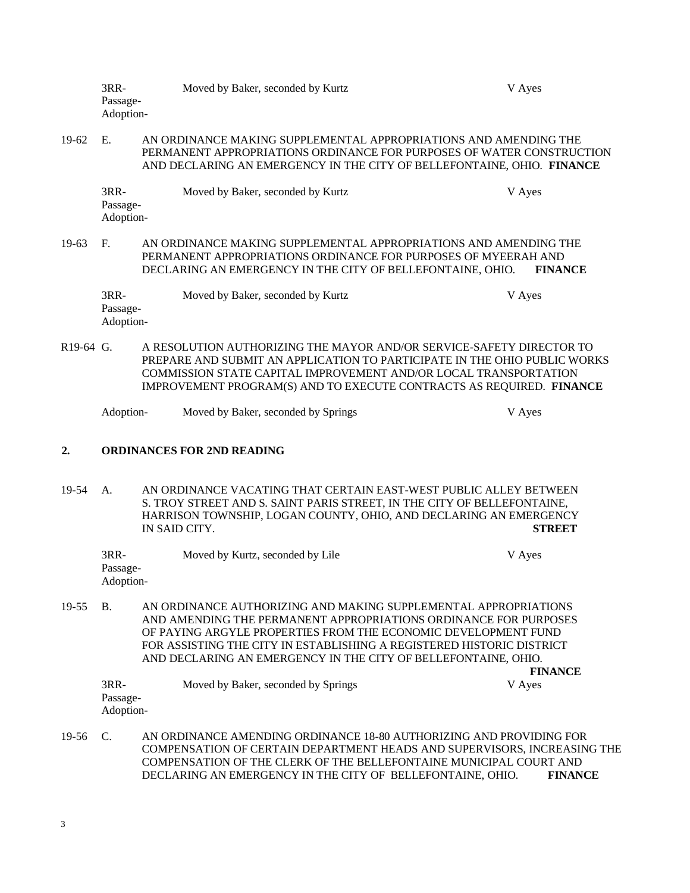3RR-
Passage-
Adoption-
Moved by Baker, seconded by Kurtz V Ayes

19-62 E. AN ORDINANCE MAKING SUPPLEMENTAL APPROPRIATIONS AND AMENDING THE PERMANENT APPROPRIATIONS ORDINANCE FOR PURPOSES OF WATER CONSTRUCTION AND DECLARING AN EMERGENCY IN THE CITY OF BELLEFONTAINE, OHIO. **FINANCE**

3RR-
Passage-
Adoption-
Moved by Baker, seconded by Kurtz V Ayes

19-63 F. AN ORDINANCE MAKING SUPPLEMENTAL APPROPRIATIONS AND AMENDING THE PERMANENT APPROPRIATIONS ORDINANCE FOR PURPOSES OF MYEERAH AND DECLARING AN EMERGENCY IN THE CITY OF BELLEFONTAINE, OHIO. **FINANCE**

3RR-
Passage-
Adoption-
Moved by Baker, seconded by Kurtz V Ayes

R19-64 G. A RESOLUTION AUTHORIZING THE MAYOR AND/OR SERVICE-SAFETY DIRECTOR TO PREPARE AND SUBMIT AN APPLICATION TO PARTICIPATE IN THE OHIO PUBLIC WORKS COMMISSION STATE CAPITAL IMPROVEMENT AND/OR LOCAL TRANSPORTATION IMPROVEMENT PROGRAM(S) AND TO EXECUTE CONTRACTS AS REQUIRED. **FINANCE**

Adoption- Moved by Baker, seconded by Springs V Ayes

**2. ORDINANCES FOR 2ND READING**

19-54 A. AN ORDINANCE VACATING THAT CERTAIN EAST-WEST PUBLIC ALLEY BETWEEN S. TROY STREET AND S. SAINT PARIS STREET, IN THE CITY OF BELLEFONTAINE, HARRISON TOWNSHIP, LOGAN COUNTY, OHIO, AND DECLARING AN EMERGENCY IN SAID CITY. **STREET**

3RR-
Passage-
Adoption-
Moved by Kurtz, seconded by Lile V Ayes

19-55 B. AN ORDINANCE AUTHORIZING AND MAKING SUPPLEMENTAL APPROPRIATIONS AND AMENDING THE PERMANENT APPROPRIATIONS ORDINANCE FOR PURPOSES OF PAYING ARGYLE PROPERTIES FROM THE ECONOMIC DEVELOPMENT FUND FOR ASSISTING THE CITY IN ESTABLISHING A REGISTERED HISTORIC DISTRICT AND DECLARING AN EMERGENCY IN THE CITY OF BELLEFONTAINE, OHIO. **FINANCE**

3RR-
Passage-
Adoption-
Moved by Baker, seconded by Springs V Ayes

19-56 C. AN ORDINANCE AMENDING ORDINANCE 18-80 AUTHORIZING AND PROVIDING FOR COMPENSATION OF CERTAIN DEPARTMENT HEADS AND SUPERVISORS, INCREASING THE COMPENSATION OF THE CLERK OF THE BELLEFONTAINE MUNICIPAL COURT AND DECLARING AN EMERGENCY IN THE CITY OF BELLEFONTAINE, OHIO. **FINANCE**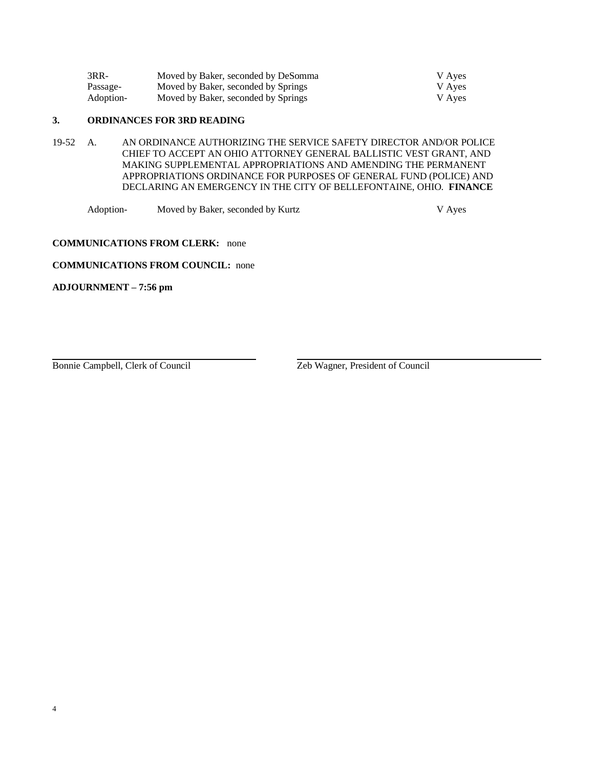| | | |
|---|---|---|
| 3RR- | Moved by Baker, seconded by DeSomma | V Ayes |
| Passage- | Moved by Baker, seconded by Springs | V Ayes |
| Adoption- | Moved by Baker, seconded by Springs | V Ayes |

**3. ORDINANCES FOR 3RD READING**

19-52 A. AN ORDINANCE AUTHORIZING THE SERVICE SAFETY DIRECTOR AND/OR POLICE CHIEF TO ACCEPT AN OHIO ATTORNEY GENERAL BALLISTIC VEST GRANT, AND MAKING SUPPLEMENTAL APPROPRIATIONS AND AMENDING THE PERMANENT APPROPRIATIONS ORDINANCE FOR PURPOSES OF GENERAL FUND (POLICE) AND DECLARING AN EMERGENCY IN THE CITY OF BELLEFONTAINE, OHIO. **FINANCE**

| | | |
|---|---|---|
| Adoption- | Moved by Baker, seconded by Kurtz | V Ayes |

**COMMUNICATIONS FROM CLERK:** none

**COMMUNICATIONS FROM COUNCIL:** none

**ADJOURNMENT – 7:56 pm**

Bonnie Campbell, Clerk of Council

Zeb Wagner, President of Council